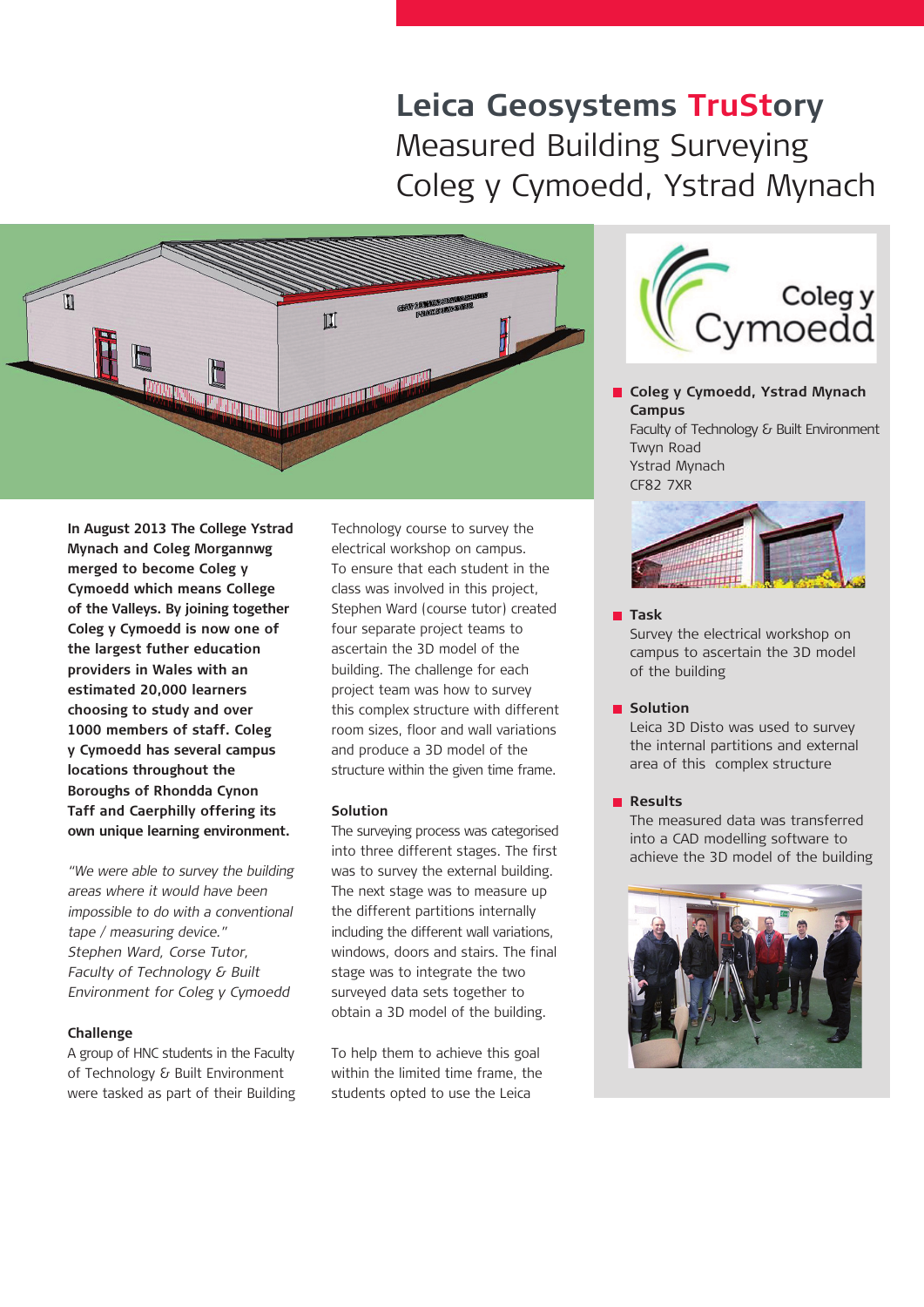# Leica Geosystems TruStory
## Measured Building Surveying
## Coleg y Cymoedd, Ystrad Mynach

**In August 2013 The College Ystrad Mynach and Coleg Morgannwg merged to become Coleg y Cymoedd which means College of the Valleys. By joining together Coleg y Cymoedd is now one of the largest futher education providers in Wales with an estimated 20,000 learners choosing to study and over 1000 members of staff. Coleg y Cymoedd has several campus locations throughout the Boroughs of Rhondda Cynon Taff and Caerphilly offering its own unique learning environment.**

*"We were able to survey the building areas where it would have been impossible to do with a conventional tape / measuring device." Stephen Ward, Corse Tutor, Faculty of Technology & Built Environment for Coleg y Cymoedd*

### Challenge

A group of HNC students in the Faculty of Technology & Built Environment were tasked as part of their Building Technology course to survey the electrical workshop on campus. To ensure that each student in the class was involved in this project, Stephen Ward (course tutor) created four separate project teams to ascertain the 3D model of the building. The challenge for each project team was how to survey this complex structure with different room sizes, floor and wall variations and produce a 3D model of the structure within the given time frame.

### Solution

The surveying process was categorised into three different stages. The first was to survey the external building. The next stage was to measure up the different partitions internally including the different wall variations, windows, doors and stairs. The final stage was to integrate the two surveyed data sets together to obtain a 3D model of the building.

To help them to achieve this goal within the limited time frame, the students opted to use the Leica

---

**Coleg y Cymoedd, Ystrad Mynach Campus**
Faculty of Technology & Built Environment
Twyn Road
Ystrad Mynach
CF82 7XR

**Task**
Survey the electrical workshop on campus to ascertain the 3D model of the building

**Solution**
Leica 3D Disto was used to survey the internal partitions and external area of this complex structure

**Results**
The measured data was transferred into a CAD modelling software to achieve the 3D model of the building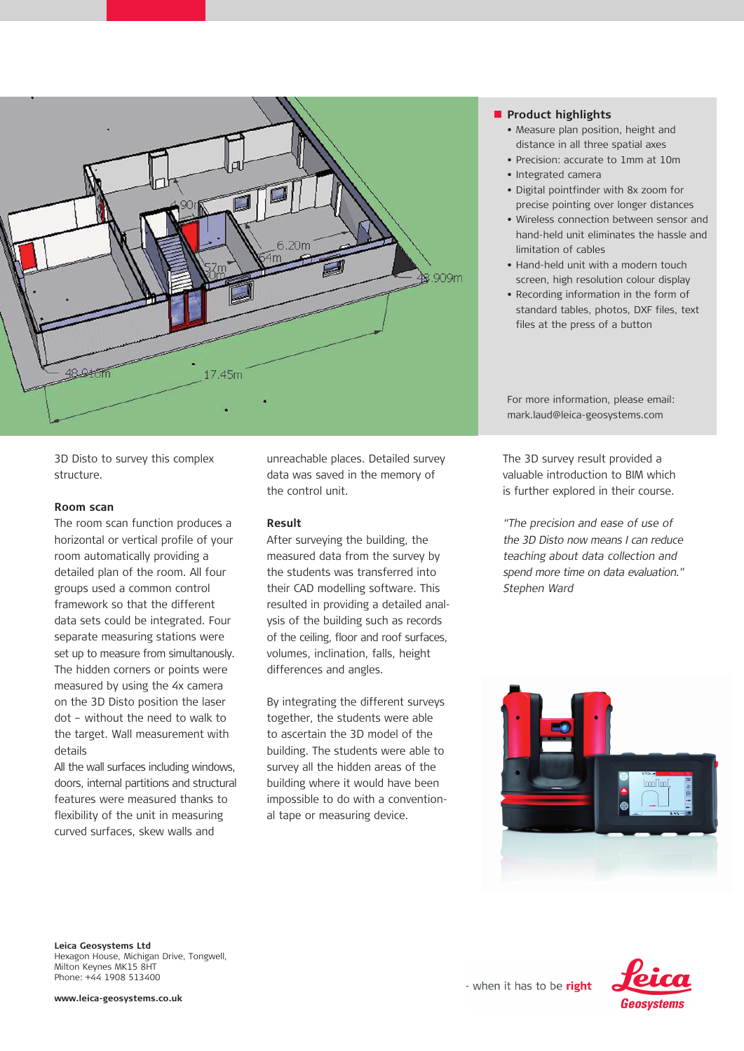## Product highlights

- Measure plan position, height and distance in all three spatial axes
- Precision: accurate to 1mm at 10m
- Integrated camera
- Digital pointfinder with 8x zoom for precise pointing over longer distances
- Wireless connection between sensor and hand-held unit eliminates the hassle and limitation of cables
- Hand-held unit with a modern touch screen, high resolution colour display
- Recording information in the form of standard tables, photos, DXF files, text files at the press of a button

For more information, please email: mark.laud@leica-geosystems.com

3D Disto to survey this complex structure.

### Room scan

The room scan function produces a horizontal or vertical profile of your room automatically providing a detailed plan of the room. All four groups used a common control framework so that the different data sets could be integrated. Four separate measuring stations were set up to measure from simultanously. The hidden corners or points were measured by using the 4x camera on the 3D Disto position the laser dot – without the need to walk to the target. Wall measurement with details

All the wall surfaces including windows, doors, internal partitions and structural features were measured thanks to flexibility of the unit in measuring curved surfaces, skew walls and unreachable places. Detailed survey data was saved in the memory of the control unit.

### Result

After surveying the building, the measured data from the survey by the students was transferred into their CAD modelling software. This resulted in providing a detailed analysis of the building such as records of the ceiling, floor and roof surfaces, volumes, inclination, falls, height differences and angles.

By integrating the different surveys together, the students were able to ascertain the 3D model of the building. The students were able to survey all the hidden areas of the building where it would have been impossible to do with a conventional tape or measuring device.

The 3D survey result provided a valuable introduction to BIM which is further explored in their course.

*"The precision and ease of use of the 3D Disto now means I can reduce teaching about data collection and spend more time on data evaluation."*
*Stephen Ward*

**Leica Geosystems Ltd**
Hexagon House, Michigan Drive, Tongwell,
Milton Keynes MK15 8HT
Phone: +44 1908 513400

**www.leica-geosystems.co.uk**

- when it has to be **right**

Leica Geosystems